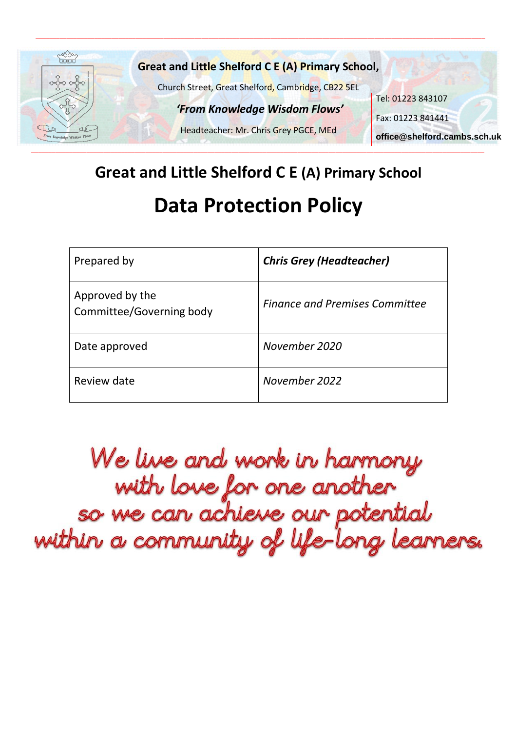**Great and Little Shelford C E (A) Primary School,**

Church Street, Great Shelford, Cambridge, CB22 5EL

***'From Knowledge Wisdom Flows'***

Headteacher: Mr. Chris Grey PGCE, MEd

Tel: 01223 843107

Fax: 01223 841441

**office@shelford.cambs.sch.uk**

## Great and Little Shelford C E (A) Primary School

# Data Protection Policy

| Prepared by | ***Chris Grey (Headteacher)*** |
|---|---|
| Approved by the Committee/Governing body | *Finance and Premises Committee* |
| Date approved | *November 2020* |
| Review date | *November 2022* |

We live and work in harmony
with love for one another
so we can achieve our potential
within a community of life-long learners.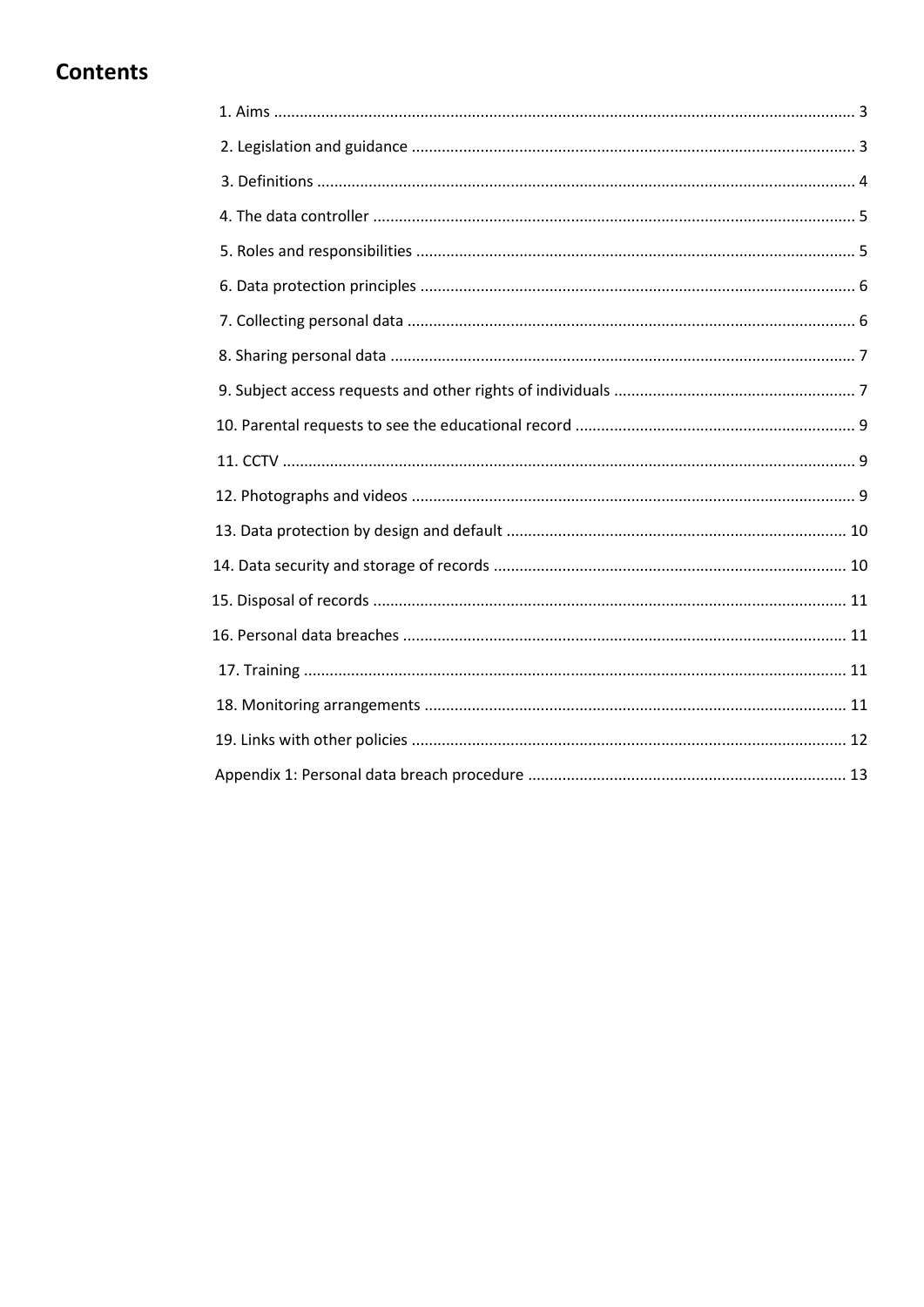## Contents

1. Aims ..................................................................................................................................... 3
2. Legislation and guidance ...................................................................................................... 3
3. Definitions ........................................................................................................................... 4
4. The data controller ............................................................................................................... 5
5. Roles and responsibilities ..................................................................................................... 5
6. Data protection principles .................................................................................................... 6
7. Collecting personal data ...................................................................................................... 6
8. Sharing personal data .......................................................................................................... 7
9. Subject access requests and other rights of individuals ........................................................ 7
10. Parental requests to see the educational record ................................................................ 9
11. CCTV .................................................................................................................................. 9
12. Photographs and videos ..................................................................................................... 9
13. Data protection by design and default .............................................................................. 10
14. Data security and storage of records ................................................................................ 10
15. Disposal of records ........................................................................................................... 11
16. Personal data breaches ..................................................................................................... 11
17. Training ............................................................................................................................ 11
18. Monitoring arrangements ................................................................................................. 11
19. Links with other policies .................................................................................................... 12

Appendix 1: Personal data breach procedure .......................................................................... 13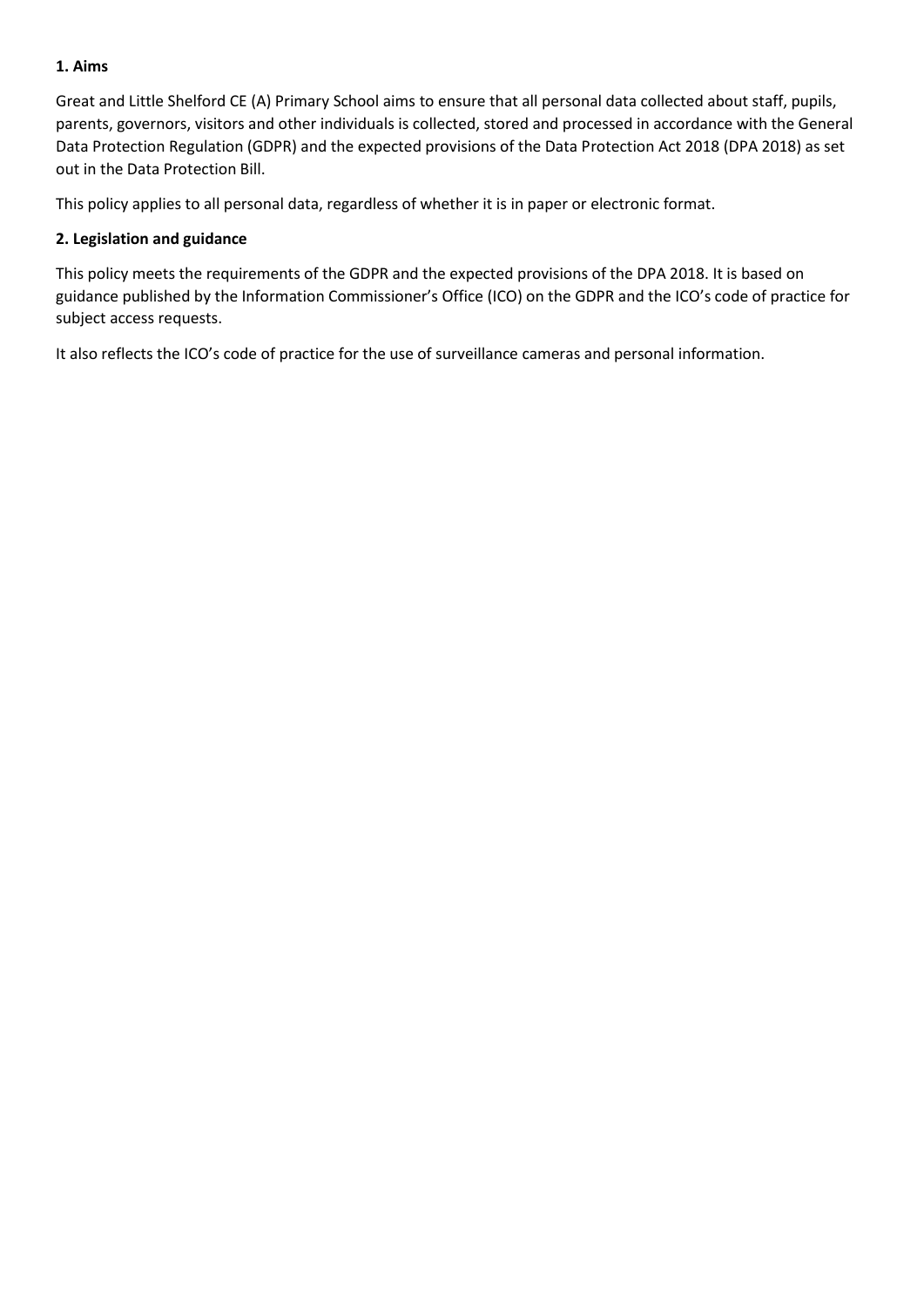## 1. Aims

Great and Little Shelford CE (A) Primary School aims to ensure that all personal data collected about staff, pupils, parents, governors, visitors and other individuals is collected, stored and processed in accordance with the General Data Protection Regulation (GDPR) and the expected provisions of the Data Protection Act 2018 (DPA 2018) as set out in the Data Protection Bill.

This policy applies to all personal data, regardless of whether it is in paper or electronic format.

## 2. Legislation and guidance

This policy meets the requirements of the GDPR and the expected provisions of the DPA 2018. It is based on guidance published by the Information Commissioner's Office (ICO) on the GDPR and the ICO's code of practice for subject access requests.

It also reflects the ICO's code of practice for the use of surveillance cameras and personal information.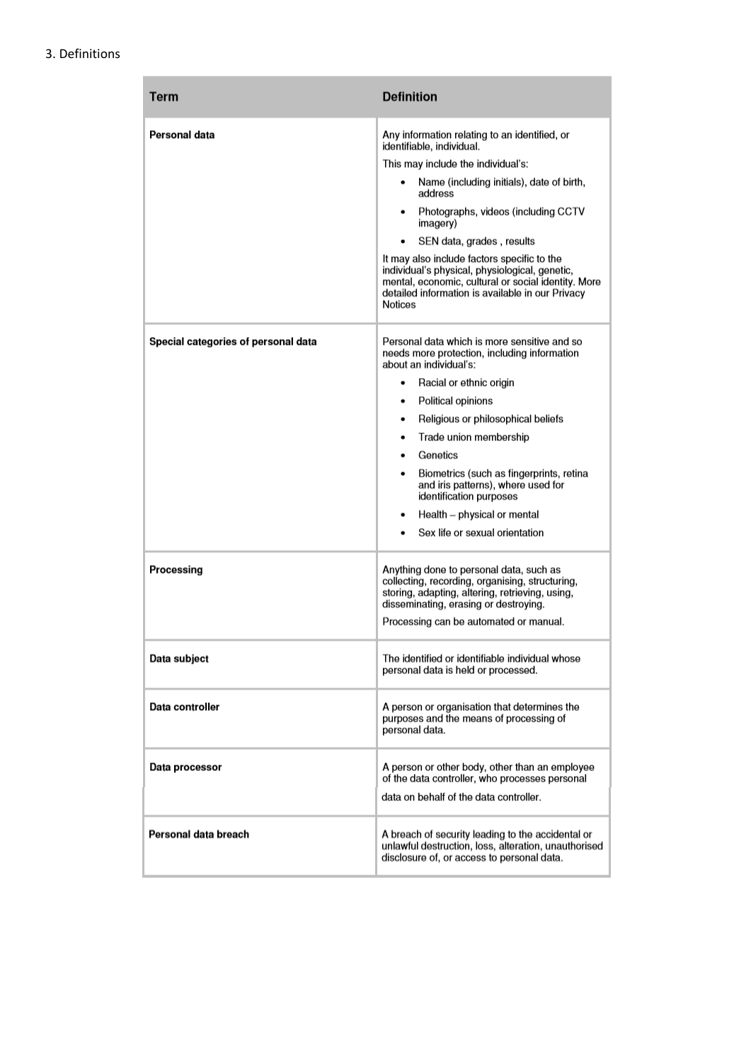3. Definitions

| Term | Definition |
|---|---|
| **Personal data** | Any information relating to an identified, or identifiable, individual.<br>This may include the individual's:<br>• Name (including initials), date of birth, address<br>• Photographs, videos (including CCTV imagery)<br>• SEN data, grades , results<br>It may also include factors specific to the individual's physical, physiological, genetic, mental, economic, cultural or social identity. More detailed information is available in our Privacy Notices |
| **Special categories of personal data** | Personal data which is more sensitive and so needs more protection, including information about an individual's:<br>• Racial or ethnic origin<br>• Political opinions<br>• Religious or philosophical beliefs<br>• Trade union membership<br>• Genetics<br>• Biometrics (such as fingerprints, retina and iris patterns), where used for identification purposes<br>• Health – physical or mental<br>• Sex life or sexual orientation |
| **Processing** | Anything done to personal data, such as collecting, recording, organising, structuring, storing, adapting, altering, retrieving, using, disseminating, erasing or destroying.<br>Processing can be automated or manual. |
| **Data subject** | The identified or identifiable individual whose personal data is held or processed. |
| **Data controller** | A person or organisation that determines the purposes and the means of processing of personal data. |
| **Data processor** | A person or other body, other than an employee of the data controller, who processes personal data on behalf of the data controller. |
| **Personal data breach** | A breach of security leading to the accidental or unlawful destruction, loss, alteration, unauthorised disclosure of, or access to personal data. |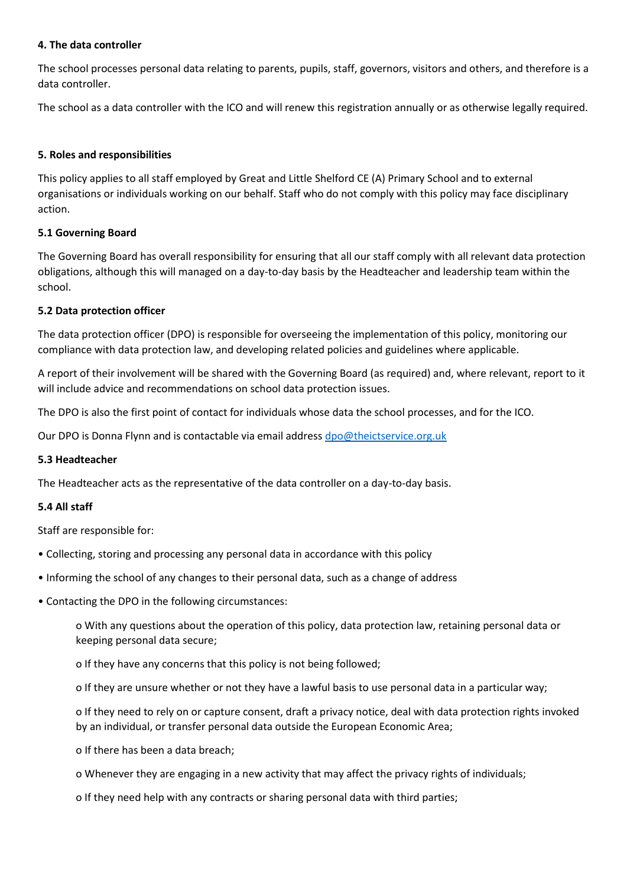#### 4. The data controller

The school processes personal data relating to parents, pupils, staff, governors, visitors and others, and therefore is a data controller.

The school as a data controller with the ICO and will renew this registration annually or as otherwise legally required.

#### 5. Roles and responsibilities

This policy applies to all staff employed by Great and Little Shelford CE (A) Primary School and to external organisations or individuals working on our behalf. Staff who do not comply with this policy may face disciplinary action.

#### 5.1 Governing Board

The Governing Board has overall responsibility for ensuring that all our staff comply with all relevant data protection obligations, although this will managed on a day-to-day basis by the Headteacher and leadership team within the school.

#### 5.2 Data protection officer

The data protection officer (DPO) is responsible for overseeing the implementation of this policy, monitoring our compliance with data protection law, and developing related policies and guidelines where applicable.

A report of their involvement will be shared with the Governing Board (as required) and, where relevant, report to it will include advice and recommendations on school data protection issues.

The DPO is also the first point of contact for individuals whose data the school processes, and for the ICO.

Our DPO is Donna Flynn and is contactable via email address dpo@theictservice.org.uk

#### 5.3 Headteacher

The Headteacher acts as the representative of the data controller on a day-to-day basis.

#### 5.4 All staff

Staff are responsible for:

- Collecting, storing and processing any personal data in accordance with this policy
- Informing the school of any changes to their personal data, such as a change of address
- Contacting the DPO in the following circumstances:
    - With any questions about the operation of this policy, data protection law, retaining personal data or keeping personal data secure;
    - If they have any concerns that this policy is not being followed;
    - If they are unsure whether or not they have a lawful basis to use personal data in a particular way;
    - If they need to rely on or capture consent, draft a privacy notice, deal with data protection rights invoked by an individual, or transfer personal data outside the European Economic Area;
    - If there has been a data breach;
    - Whenever they are engaging in a new activity that may affect the privacy rights of individuals;
    - If they need help with any contracts or sharing personal data with third parties;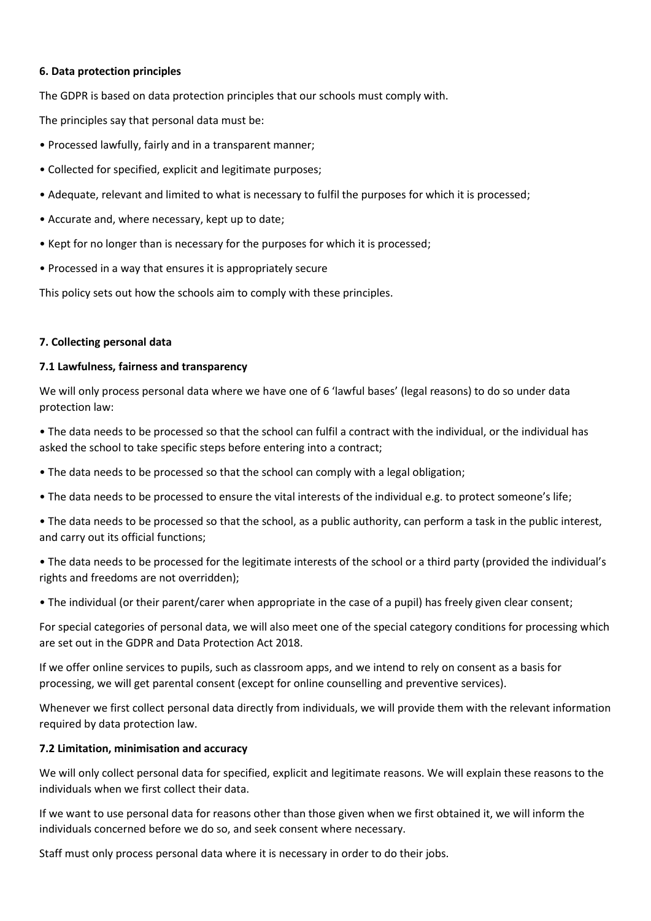**6. Data protection principles**

The GDPR is based on data protection principles that our schools must comply with.

The principles say that personal data must be:

- Processed lawfully, fairly and in a transparent manner;
- Collected for specified, explicit and legitimate purposes;
- Adequate, relevant and limited to what is necessary to fulfil the purposes for which it is processed;
- Accurate and, where necessary, kept up to date;
- Kept for no longer than is necessary for the purposes for which it is processed;
- Processed in a way that ensures it is appropriately secure

This policy sets out how the schools aim to comply with these principles.

**7. Collecting personal data**

**7.1 Lawfulness, fairness and transparency**

We will only process personal data where we have one of 6 'lawful bases' (legal reasons) to do so under data protection law:

- The data needs to be processed so that the school can fulfil a contract with the individual, or the individual has asked the school to take specific steps before entering into a contract;
- The data needs to be processed so that the school can comply with a legal obligation;
- The data needs to be processed to ensure the vital interests of the individual e.g. to protect someone's life;
- The data needs to be processed so that the school, as a public authority, can perform a task in the public interest, and carry out its official functions;
- The data needs to be processed for the legitimate interests of the school or a third party (provided the individual's rights and freedoms are not overridden);
- The individual (or their parent/carer when appropriate in the case of a pupil) has freely given clear consent;

For special categories of personal data, we will also meet one of the special category conditions for processing which are set out in the GDPR and Data Protection Act 2018.

If we offer online services to pupils, such as classroom apps, and we intend to rely on consent as a basis for processing, we will get parental consent (except for online counselling and preventive services).

Whenever we first collect personal data directly from individuals, we will provide them with the relevant information required by data protection law.

**7.2 Limitation, minimisation and accuracy**

We will only collect personal data for specified, explicit and legitimate reasons. We will explain these reasons to the individuals when we first collect their data.

If we want to use personal data for reasons other than those given when we first obtained it, we will inform the individuals concerned before we do so, and seek consent where necessary.

Staff must only process personal data where it is necessary in order to do their jobs.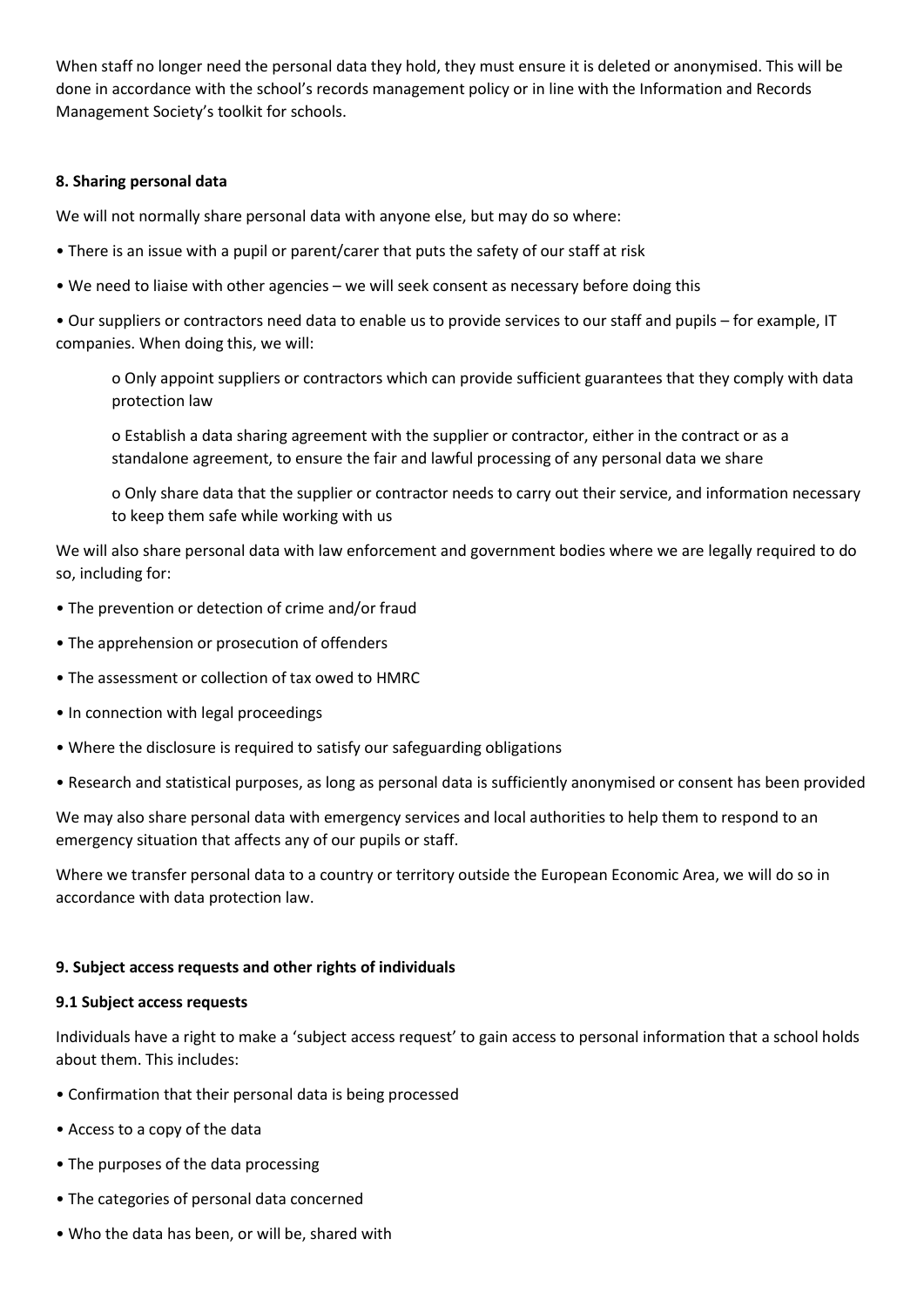When staff no longer need the personal data they hold, they must ensure it is deleted or anonymised. This will be done in accordance with the school's records management policy or in line with the Information and Records Management Society's toolkit for schools.

**8. Sharing personal data**

We will not normally share personal data with anyone else, but may do so where:

- There is an issue with a pupil or parent/carer that puts the safety of our staff at risk
- We need to liaise with other agencies – we will seek consent as necessary before doing this
- Our suppliers or contractors need data to enable us to provide services to our staff and pupils – for example, IT companies. When doing this, we will:
    - Only appoint suppliers or contractors which can provide sufficient guarantees that they comply with data protection law
    - Establish a data sharing agreement with the supplier or contractor, either in the contract or as a standalone agreement, to ensure the fair and lawful processing of any personal data we share
    - Only share data that the supplier or contractor needs to carry out their service, and information necessary to keep them safe while working with us

We will also share personal data with law enforcement and government bodies where we are legally required to do so, including for:

- The prevention or detection of crime and/or fraud
- The apprehension or prosecution of offenders
- The assessment or collection of tax owed to HMRC
- In connection with legal proceedings
- Where the disclosure is required to satisfy our safeguarding obligations
- Research and statistical purposes, as long as personal data is sufficiently anonymised or consent has been provided

We may also share personal data with emergency services and local authorities to help them to respond to an emergency situation that affects any of our pupils or staff.

Where we transfer personal data to a country or territory outside the European Economic Area, we will do so in accordance with data protection law.

**9. Subject access requests and other rights of individuals**

**9.1 Subject access requests**

Individuals have a right to make a 'subject access request' to gain access to personal information that a school holds about them. This includes:

- Confirmation that their personal data is being processed
- Access to a copy of the data
- The purposes of the data processing
- The categories of personal data concerned
- Who the data has been, or will be, shared with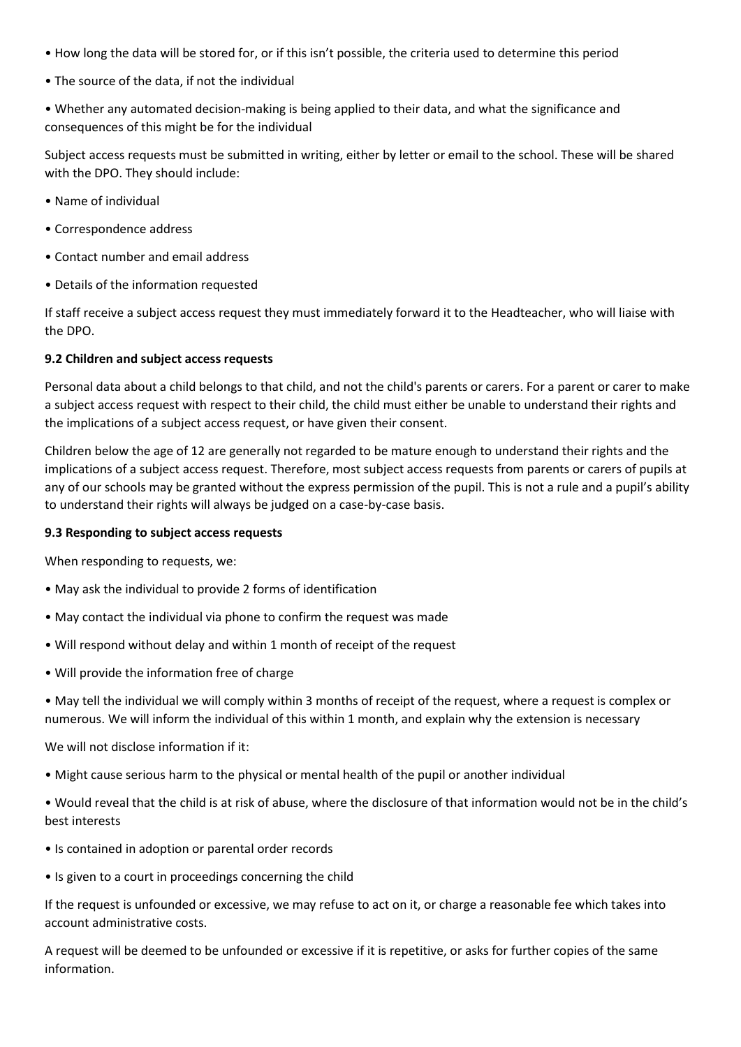- How long the data will be stored for, or if this isn't possible, the criteria used to determine this period
- The source of the data, if not the individual
- Whether any automated decision-making is being applied to their data, and what the significance and consequences of this might be for the individual

Subject access requests must be submitted in writing, either by letter or email to the school. These will be shared with the DPO. They should include:

- Name of individual
- Correspondence address
- Contact number and email address
- Details of the information requested

If staff receive a subject access request they must immediately forward it to the Headteacher, who will liaise with the DPO.

**9.2 Children and subject access requests**

Personal data about a child belongs to that child, and not the child's parents or carers. For a parent or carer to make a subject access request with respect to their child, the child must either be unable to understand their rights and the implications of a subject access request, or have given their consent.

Children below the age of 12 are generally not regarded to be mature enough to understand their rights and the implications of a subject access request. Therefore, most subject access requests from parents or carers of pupils at any of our schools may be granted without the express permission of the pupil. This is not a rule and a pupil's ability to understand their rights will always be judged on a case-by-case basis.

**9.3 Responding to subject access requests**

When responding to requests, we:

- May ask the individual to provide 2 forms of identification
- May contact the individual via phone to confirm the request was made
- Will respond without delay and within 1 month of receipt of the request
- Will provide the information free of charge
- May tell the individual we will comply within 3 months of receipt of the request, where a request is complex or numerous. We will inform the individual of this within 1 month, and explain why the extension is necessary

We will not disclose information if it:

- Might cause serious harm to the physical or mental health of the pupil or another individual
- Would reveal that the child is at risk of abuse, where the disclosure of that information would not be in the child's best interests
- Is contained in adoption or parental order records
- Is given to a court in proceedings concerning the child

If the request is unfounded or excessive, we may refuse to act on it, or charge a reasonable fee which takes into account administrative costs.

A request will be deemed to be unfounded or excessive if it is repetitive, or asks for further copies of the same information.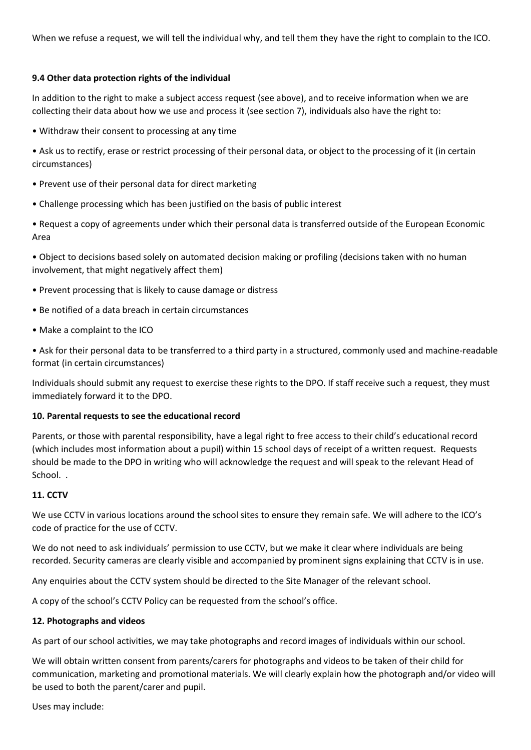When we refuse a request, we will tell the individual why, and tell them they have the right to complain to the ICO.

**9.4 Other data protection rights of the individual**

In addition to the right to make a subject access request (see above), and to receive information when we are collecting their data about how we use and process it (see section 7), individuals also have the right to:

- Withdraw their consent to processing at any time
- Ask us to rectify, erase or restrict processing of their personal data, or object to the processing of it (in certain circumstances)
- Prevent use of their personal data for direct marketing
- Challenge processing which has been justified on the basis of public interest
- Request a copy of agreements under which their personal data is transferred outside of the European Economic Area
- Object to decisions based solely on automated decision making or profiling (decisions taken with no human involvement, that might negatively affect them)
- Prevent processing that is likely to cause damage or distress
- Be notified of a data breach in certain circumstances
- Make a complaint to the ICO
- Ask for their personal data to be transferred to a third party in a structured, commonly used and machine-readable format (in certain circumstances)

Individuals should submit any request to exercise these rights to the DPO. If staff receive such a request, they must immediately forward it to the DPO.

**10. Parental requests to see the educational record**

Parents, or those with parental responsibility, have a legal right to free access to their child's educational record (which includes most information about a pupil) within 15 school days of receipt of a written request. Requests should be made to the DPO in writing who will acknowledge the request and will speak to the relevant Head of School. .

**11. CCTV**

We use CCTV in various locations around the school sites to ensure they remain safe. We will adhere to the ICO's code of practice for the use of CCTV.

We do not need to ask individuals' permission to use CCTV, but we make it clear where individuals are being recorded. Security cameras are clearly visible and accompanied by prominent signs explaining that CCTV is in use.

Any enquiries about the CCTV system should be directed to the Site Manager of the relevant school.

A copy of the school's CCTV Policy can be requested from the school's office.

**12. Photographs and videos**

As part of our school activities, we may take photographs and record images of individuals within our school.

We will obtain written consent from parents/carers for photographs and videos to be taken of their child for communication, marketing and promotional materials. We will clearly explain how the photograph and/or video will be used to both the parent/carer and pupil.

Uses may include: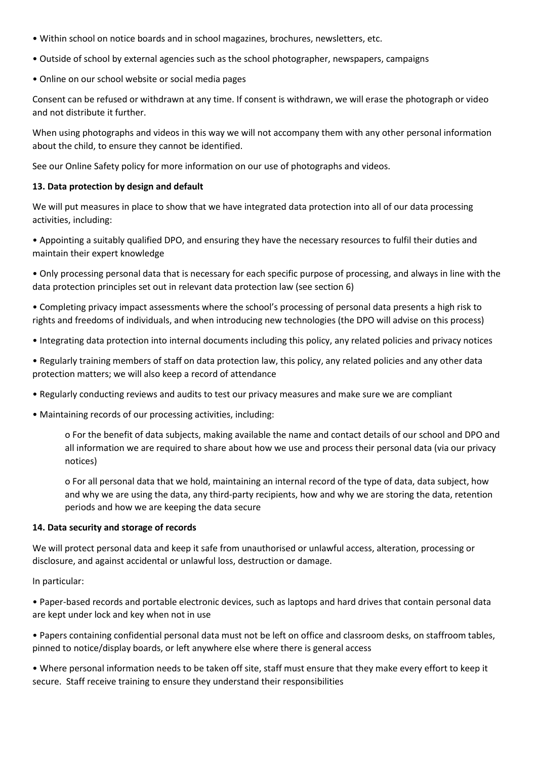- Within school on notice boards and in school magazines, brochures, newsletters, etc.
- Outside of school by external agencies such as the school photographer, newspapers, campaigns
- Online on our school website or social media pages

Consent can be refused or withdrawn at any time. If consent is withdrawn, we will erase the photograph or video and not distribute it further.

When using photographs and videos in this way we will not accompany them with any other personal information about the child, to ensure they cannot be identified.

See our Online Safety policy for more information on our use of photographs and videos.

**13. Data protection by design and default**

We will put measures in place to show that we have integrated data protection into all of our data processing activities, including:

- Appointing a suitably qualified DPO, and ensuring they have the necessary resources to fulfil their duties and maintain their expert knowledge
- Only processing personal data that is necessary for each specific purpose of processing, and always in line with the data protection principles set out in relevant data protection law (see section 6)
- Completing privacy impact assessments where the school's processing of personal data presents a high risk to rights and freedoms of individuals, and when introducing new technologies (the DPO will advise on this process)
- Integrating data protection into internal documents including this policy, any related policies and privacy notices
- Regularly training members of staff on data protection law, this policy, any related policies and any other data protection matters; we will also keep a record of attendance
- Regularly conducting reviews and audits to test our privacy measures and make sure we are compliant
- Maintaining records of our processing activities, including:
    - For the benefit of data subjects, making available the name and contact details of our school and DPO and all information we are required to share about how we use and process their personal data (via our privacy notices)
    - For all personal data that we hold, maintaining an internal record of the type of data, data subject, how and why we are using the data, any third-party recipients, how and why we are storing the data, retention periods and how we are keeping the data secure

**14. Data security and storage of records**

We will protect personal data and keep it safe from unauthorised or unlawful access, alteration, processing or disclosure, and against accidental or unlawful loss, destruction or damage.

In particular:

- Paper-based records and portable electronic devices, such as laptops and hard drives that contain personal data are kept under lock and key when not in use
- Papers containing confidential personal data must not be left on office and classroom desks, on staffroom tables, pinned to notice/display boards, or left anywhere else where there is general access
- Where personal information needs to be taken off site, staff must ensure that they make every effort to keep it secure. Staff receive training to ensure they understand their responsibilities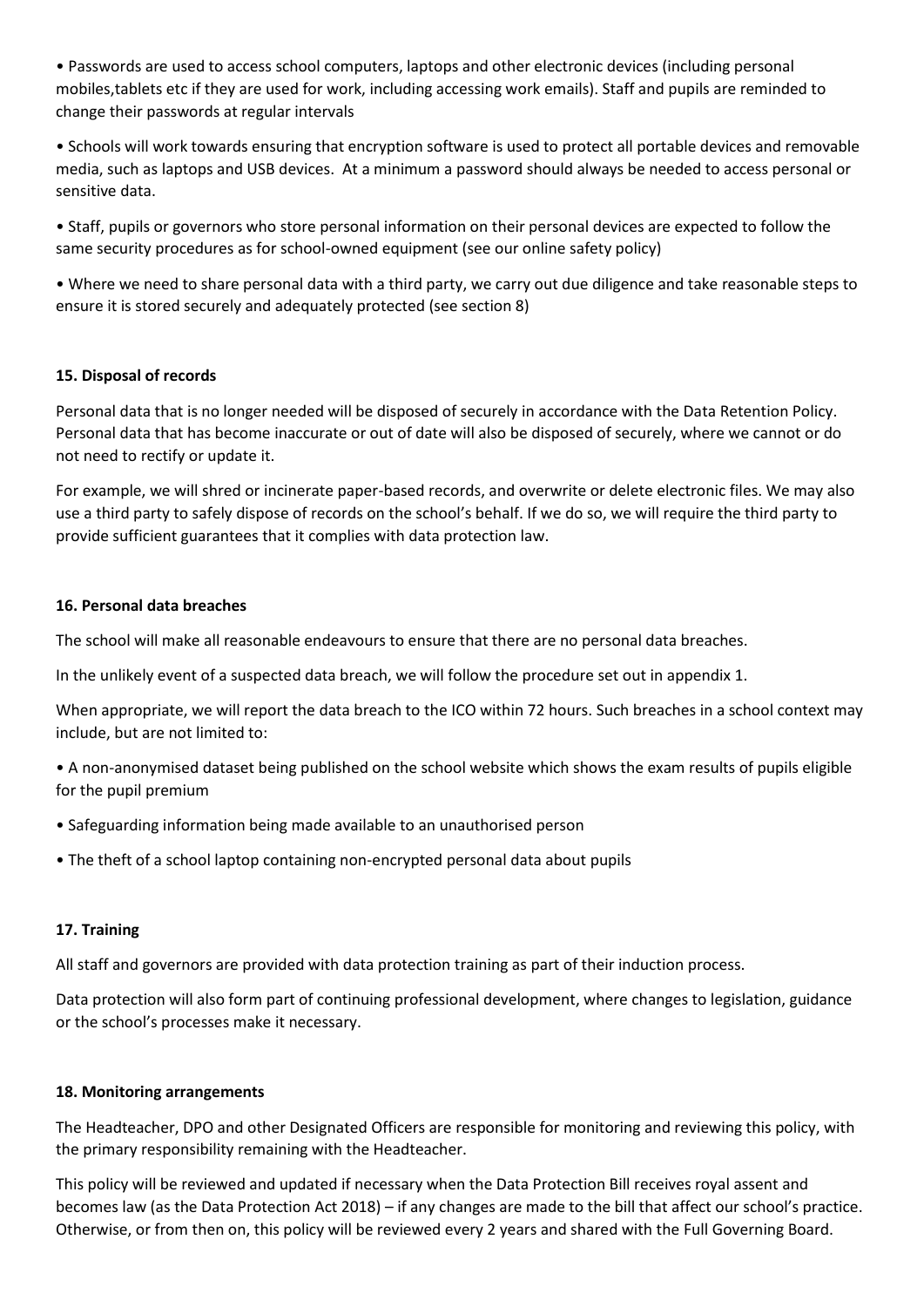- Passwords are used to access school computers, laptops and other electronic devices (including personal mobiles,tablets etc if they are used for work, including accessing work emails). Staff and pupils are reminded to change their passwords at regular intervals
- Schools will work towards ensuring that encryption software is used to protect all portable devices and removable media, such as laptops and USB devices. At a minimum a password should always be needed to access personal or sensitive data.
- Staff, pupils or governors who store personal information on their personal devices are expected to follow the same security procedures as for school-owned equipment (see our online safety policy)
- Where we need to share personal data with a third party, we carry out due diligence and take reasonable steps to ensure it is stored securely and adequately protected (see section 8)

**15. Disposal of records**

Personal data that is no longer needed will be disposed of securely in accordance with the Data Retention Policy. Personal data that has become inaccurate or out of date will also be disposed of securely, where we cannot or do not need to rectify or update it.

For example, we will shred or incinerate paper-based records, and overwrite or delete electronic files. We may also use a third party to safely dispose of records on the school's behalf. If we do so, we will require the third party to provide sufficient guarantees that it complies with data protection law.

**16. Personal data breaches**

The school will make all reasonable endeavours to ensure that there are no personal data breaches.

In the unlikely event of a suspected data breach, we will follow the procedure set out in appendix 1.

When appropriate, we will report the data breach to the ICO within 72 hours. Such breaches in a school context may include, but are not limited to:

- A non-anonymised dataset being published on the school website which shows the exam results of pupils eligible for the pupil premium
- Safeguarding information being made available to an unauthorised person
- The theft of a school laptop containing non-encrypted personal data about pupils

**17. Training**

All staff and governors are provided with data protection training as part of their induction process.

Data protection will also form part of continuing professional development, where changes to legislation, guidance or the school's processes make it necessary.

**18. Monitoring arrangements**

The Headteacher, DPO and other Designated Officers are responsible for monitoring and reviewing this policy, with the primary responsibility remaining with the Headteacher.

This policy will be reviewed and updated if necessary when the Data Protection Bill receives royal assent and becomes law (as the Data Protection Act 2018) – if any changes are made to the bill that affect our school's practice. Otherwise, or from then on, this policy will be reviewed every 2 years and shared with the Full Governing Board.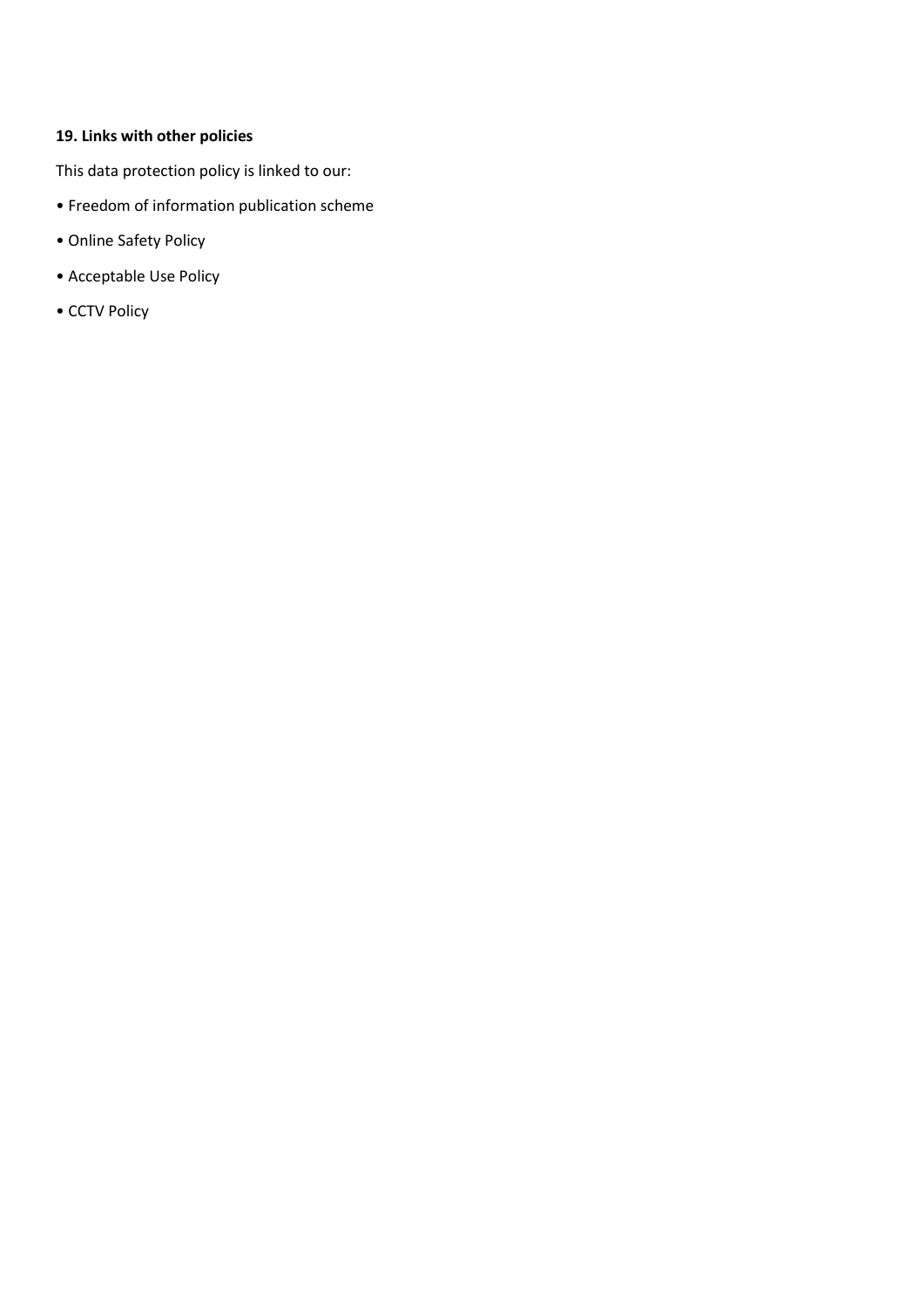**19. Links with other policies**

This data protection policy is linked to our:

- Freedom of information publication scheme
- Online Safety Policy
- Acceptable Use Policy
- CCTV Policy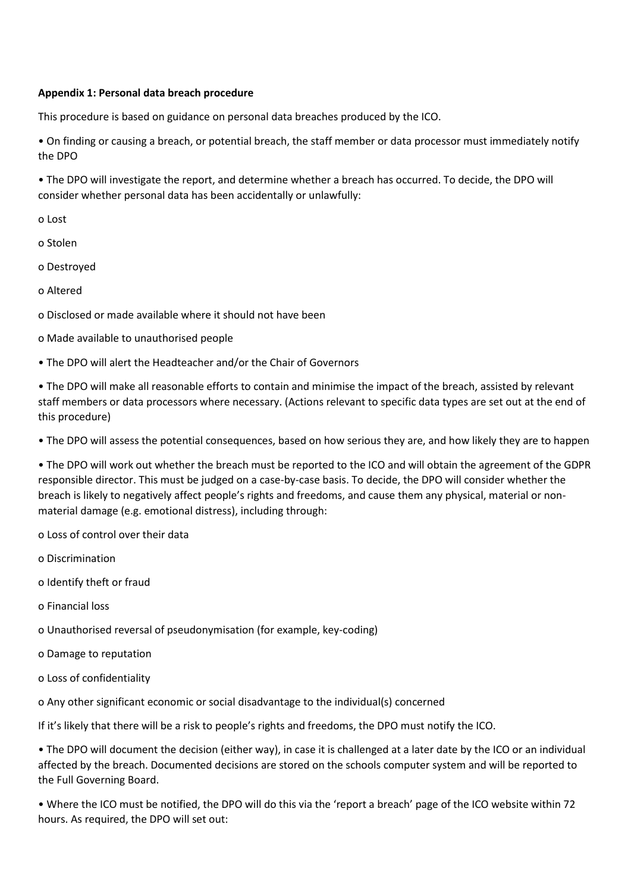**Appendix 1: Personal data breach procedure**

This procedure is based on guidance on personal data breaches produced by the ICO.

- On finding or causing a breach, or potential breach, the staff member or data processor must immediately notify the DPO
- The DPO will investigate the report, and determine whether a breach has occurred. To decide, the DPO will consider whether personal data has been accidentally or unlawfully:
  - Lost
  - Stolen
  - Destroyed
  - Altered
  - Disclosed or made available where it should not have been
  - Made available to unauthorised people
- The DPO will alert the Headteacher and/or the Chair of Governors
- The DPO will make all reasonable efforts to contain and minimise the impact of the breach, assisted by relevant staff members or data processors where necessary. (Actions relevant to specific data types are set out at the end of this procedure)
- The DPO will assess the potential consequences, based on how serious they are, and how likely they are to happen
- The DPO will work out whether the breach must be reported to the ICO and will obtain the agreement of the GDPR responsible director. This must be judged on a case-by-case basis. To decide, the DPO will consider whether the breach is likely to negatively affect people's rights and freedoms, and cause them any physical, material or non-material damage (e.g. emotional distress), including through:
  - Loss of control over their data
  - Discrimination
  - Identify theft or fraud
  - Financial loss
  - Unauthorised reversal of pseudonymisation (for example, key-coding)
  - Damage to reputation
  - Loss of confidentiality
  - Any other significant economic or social disadvantage to the individual(s) concerned

If it's likely that there will be a risk to people's rights and freedoms, the DPO must notify the ICO.

- The DPO will document the decision (either way), in case it is challenged at a later date by the ICO or an individual affected by the breach. Documented decisions are stored on the schools computer system and will be reported to the Full Governing Board.
- Where the ICO must be notified, the DPO will do this via the 'report a breach' page of the ICO website within 72 hours. As required, the DPO will set out: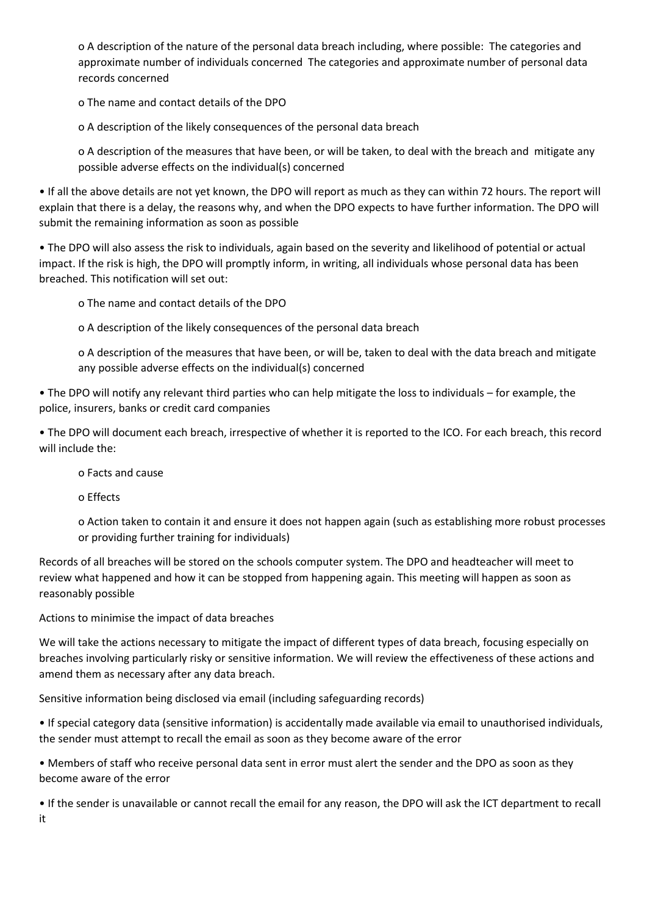- A description of the nature of the personal data breach including, where possible:  The categories and approximate number of individuals concerned  The categories and approximate number of personal data records concerned
- The name and contact details of the DPO
- A description of the likely consequences of the personal data breach
- A description of the measures that have been, or will be taken, to deal with the breach and  mitigate any possible adverse effects on the individual(s) concerned

- If all the above details are not yet known, the DPO will report as much as they can within 72 hours. The report will explain that there is a delay, the reasons why, and when the DPO expects to have further information. The DPO will submit the remaining information as soon as possible
- The DPO will also assess the risk to individuals, again based on the severity and likelihood of potential or actual impact. If the risk is high, the DPO will promptly inform, in writing, all individuals whose personal data has been breached. This notification will set out:
    - The name and contact details of the DPO
    - A description of the likely consequences of the personal data breach
    - A description of the measures that have been, or will be, taken to deal with the data breach and mitigate any possible adverse effects on the individual(s) concerned
- The DPO will notify any relevant third parties who can help mitigate the loss to individuals – for example, the police, insurers, banks or credit card companies
- The DPO will document each breach, irrespective of whether it is reported to the ICO. For each breach, this record will include the:
    - Facts and cause
    - Effects
    - Action taken to contain it and ensure it does not happen again (such as establishing more robust processes or providing further training for individuals)

Records of all breaches will be stored on the schools computer system. The DPO and headteacher will meet to review what happened and how it can be stopped from happening again. This meeting will happen as soon as reasonably possible

Actions to minimise the impact of data breaches

We will take the actions necessary to mitigate the impact of different types of data breach, focusing especially on breaches involving particularly risky or sensitive information. We will review the effectiveness of these actions and amend them as necessary after any data breach.

Sensitive information being disclosed via email (including safeguarding records)

- If special category data (sensitive information) is accidentally made available via email to unauthorised individuals, the sender must attempt to recall the email as soon as they become aware of the error
- Members of staff who receive personal data sent in error must alert the sender and the DPO as soon as they become aware of the error
- If the sender is unavailable or cannot recall the email for any reason, the DPO will ask the ICT department to recall it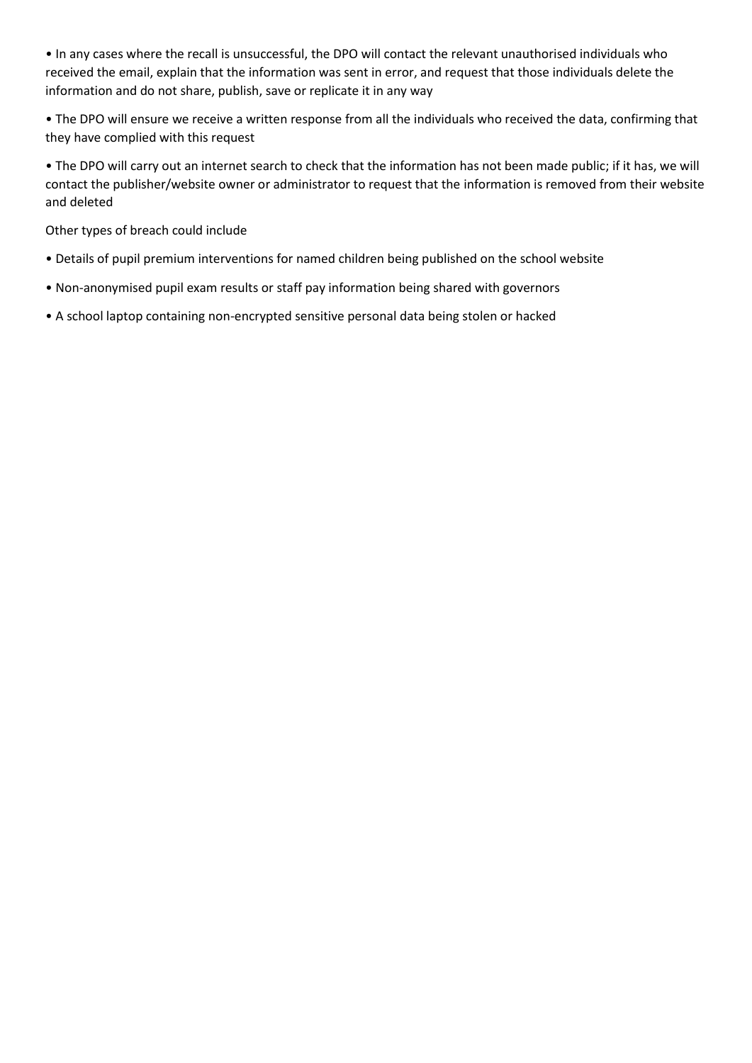- In any cases where the recall is unsuccessful, the DPO will contact the relevant unauthorised individuals who received the email, explain that the information was sent in error, and request that those individuals delete the information and do not share, publish, save or replicate it in any way
- The DPO will ensure we receive a written response from all the individuals who received the data, confirming that they have complied with this request
- The DPO will carry out an internet search to check that the information has not been made public; if it has, we will contact the publisher/website owner or administrator to request that the information is removed from their website and deleted

Other types of breach could include

- Details of pupil premium interventions for named children being published on the school website
- Non-anonymised pupil exam results or staff pay information being shared with governors
- A school laptop containing non-encrypted sensitive personal data being stolen or hacked